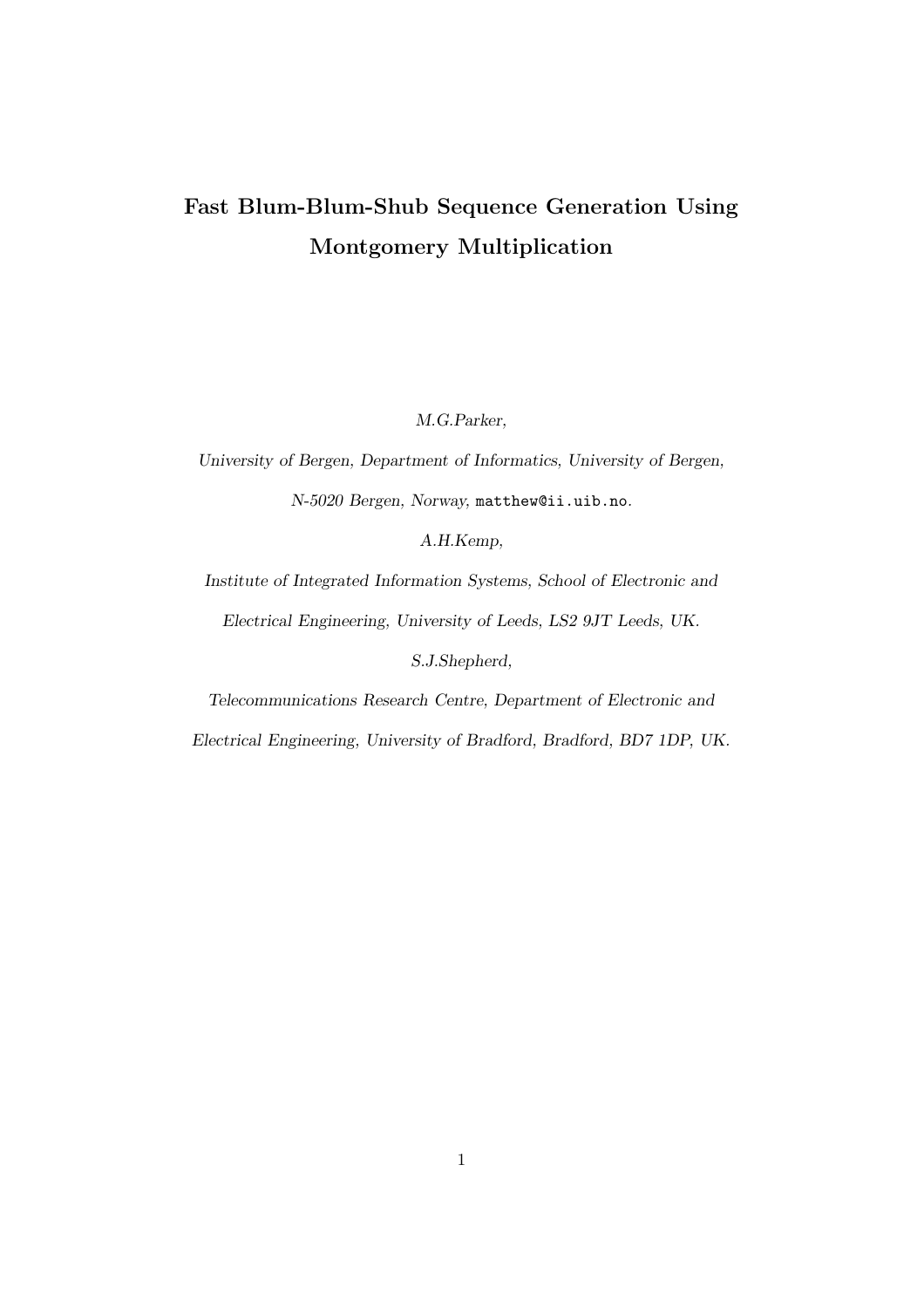# Fast Blum-Blum-Shub Sequence Generation Using Montgomery Multiplication

*M.G.Parker,*

*University of Bergen, Department of Informatics, University of Bergen,*

*N-5020 Bergen, Norway,* `matthew@ii.uib.no`*.*

*A.H.Kemp,*

*Institute of Integrated Information Systems, School of Electronic and Electrical Engineering, University of Leeds, LS2 9JT Leeds, UK.*

*S.J.Shepherd,*

*Telecommunications Research Centre, Department of Electronic and Electrical Engineering, University of Bradford, Bradford, BD7 1DP, UK.*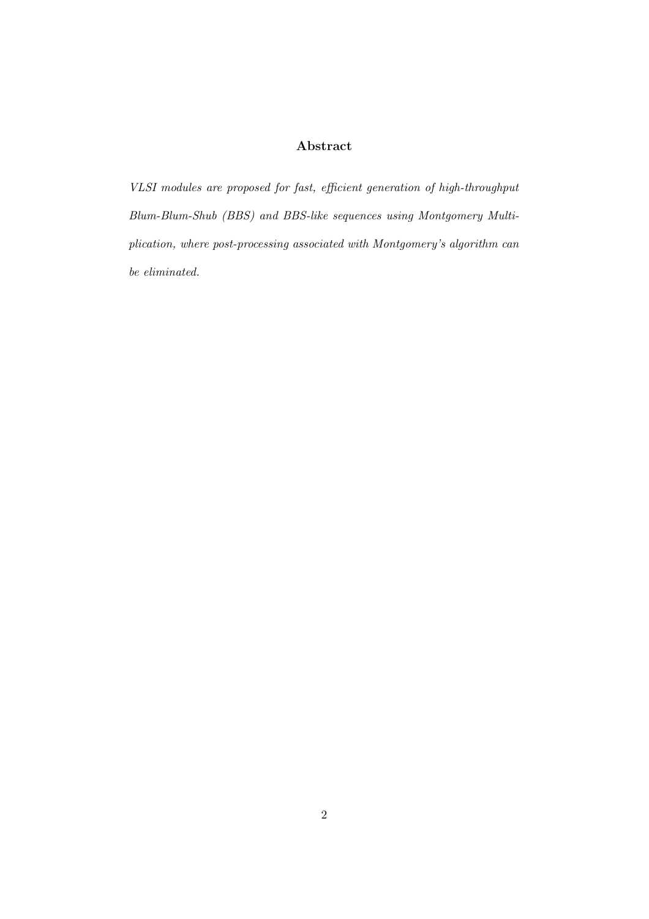## Abstract

*VLSI modules are proposed for fast, efficient generation of high-throughput Blum-Blum-Shub (BBS) and BBS-like sequences using Montgomery Multiplication, where post-processing associated with Montgomery's algorithm can be eliminated.*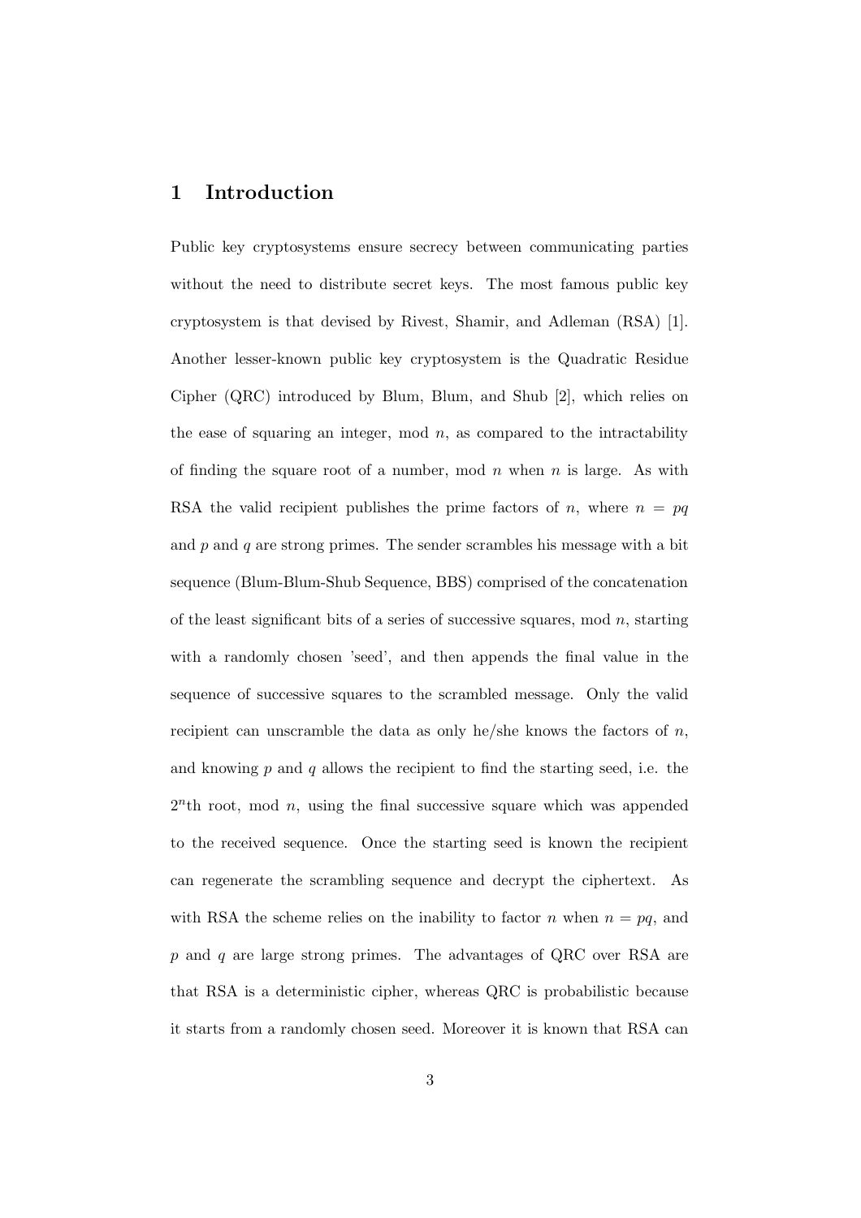# 1 Introduction

Public key cryptosystems ensure secrecy between communicating parties without the need to distribute secret keys. The most famous public key cryptosystem is that devised by Rivest, Shamir, and Adleman (RSA) [1]. Another lesser-known public key cryptosystem is the Quadratic Residue Cipher (QRC) introduced by Blum, Blum, and Shub [2], which relies on the ease of squaring an integer, mod $n$, as compared to the intractability of finding the square root of a number, mod $n$ when $n$ is large. As with RSA the valid recipient publishes the prime factors of $n$, where $n = pq$ and $p$ and $q$ are strong primes. The sender scrambles his message with a bit sequence (Blum-Blum-Shub Sequence, BBS) comprised of the concatenation of the least significant bits of a series of successive squares, mod $n$, starting with a randomly chosen 'seed', and then appends the final value in the sequence of successive squares to the scrambled message. Only the valid recipient can unscramble the data as only he/she knows the factors of $n$, and knowing $p$ and $q$ allows the recipient to find the starting seed, i.e. the $2^n$th root, mod $n$, using the final successive square which was appended to the received sequence. Once the starting seed is known the recipient can regenerate the scrambling sequence and decrypt the ciphertext. As with RSA the scheme relies on the inability to factor $n$ when $n = pq$, and $p$ and $q$ are large strong primes. The advantages of QRC over RSA are that RSA is a deterministic cipher, whereas QRC is probabilistic because it starts from a randomly chosen seed. Moreover it is known that RSA can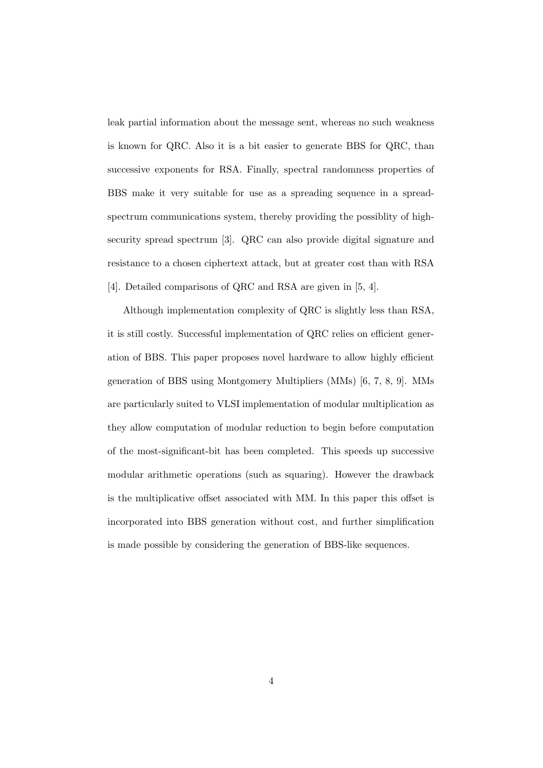leak partial information about the message sent, whereas no such weakness is known for QRC. Also it is a bit easier to generate BBS for QRC, than successive exponents for RSA. Finally, spectral randomness properties of BBS make it very suitable for use as a spreading sequence in a spread-spectrum communications system, thereby providing the possiblity of high-security spread spectrum [3]. QRC can also provide digital signature and resistance to a chosen ciphertext attack, but at greater cost than with RSA [4]. Detailed comparisons of QRC and RSA are given in [5, 4].

Although implementation complexity of QRC is slightly less than RSA, it is still costly. Successful implementation of QRC relies on efficient generation of BBS. This paper proposes novel hardware to allow highly efficient generation of BBS using Montgomery Multipliers (MMs) [6, 7, 8, 9]. MMs are particularly suited to VLSI implementation of modular multiplication as they allow computation of modular reduction to begin before computation of the most-significant-bit has been completed. This speeds up successive modular arithmetic operations (such as squaring). However the drawback is the multiplicative offset associated with MM. In this paper this offset is incorporated into BBS generation without cost, and further simplification is made possible by considering the generation of BBS-like sequences.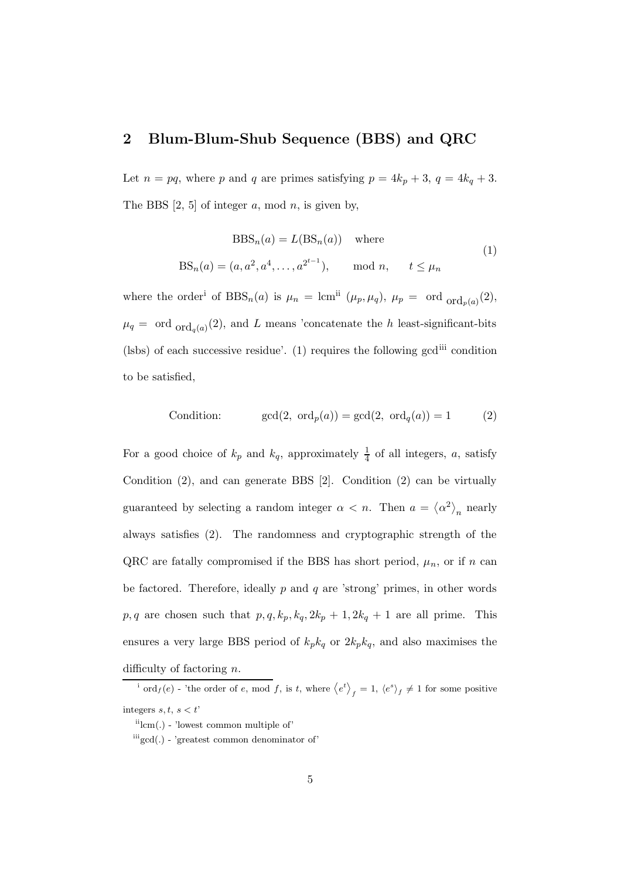## 2 Blum-Blum-Shub Sequence (BBS) and QRC

Let $n = pq$, where $p$ and $q$ are primes satisfying $p = 4k_p + 3$, $q = 4k_q + 3$. The BBS [2, 5] of integer $a$, mod $n$, is given by,

$$\begin{aligned} \text{BBS}_n(a) &= L(\text{BS}_n(a)) \quad \text{where} \\ \text{BS}_n(a) &= (a, a^2, a^4, \ldots, a^{2^{t-1}}), \qquad \text{mod } n, \qquad t \leq \mu_n \end{aligned} \tag{1}$$

where the order[i] of $\text{BBS}_n(a)$ is $\mu_n = \text{lcm}$[ii] $(\mu_p, \mu_q)$, $\mu_p = \text{ ord }_{\text{ord}_{p(a)}}(2)$, $\mu_q = \text{ ord }_{\text{ord}_{q(a)}}(2)$, and $L$ means 'concatenate the $h$ least-significant-bits (lsbs) of each successive residue'. (1) requires the following gcd[iii] condition to be satisfied,

$$\text{Condition:} \qquad \gcd(2, \text{ ord}_p(a)) = \gcd(2, \text{ ord}_q(a)) = 1 \tag{2}$$

For a good choice of $k_p$ and $k_q$, approximately $\frac{1}{4}$ of all integers, $a$, satisfy Condition (2), and can generate BBS [2]. Condition (2) can be virtually guaranteed by selecting a random integer $\alpha < n$. Then $a = \langle \alpha^2 \rangle_n$ nearly always satisfies (2). The randomness and cryptographic strength of the QRC are fatally compromised if the BBS has short period, $\mu_n$, or if $n$ can be factored. Therefore, ideally $p$ and $q$ are 'strong' primes, in other words $p, q$ are chosen such that $p, q, k_p, k_q, 2k_p + 1, 2k_q + 1$ are all prime. This ensures a very large BBS period of $k_p k_q$ or $2k_p k_q$, and also maximises the difficulty of factoring $n$.

---

[i] $\text{ord}_f(e)$ - 'the order of $e$, mod $f$, is $t$, where $\langle e^t \rangle_f = 1$, $\langle e^s \rangle_f \neq 1$ for some positive integers $s, t$, $s < t$'

[ii] lcm(.) - 'lowest common multiple of'

[iii] gcd(.) - 'greatest common denominator of'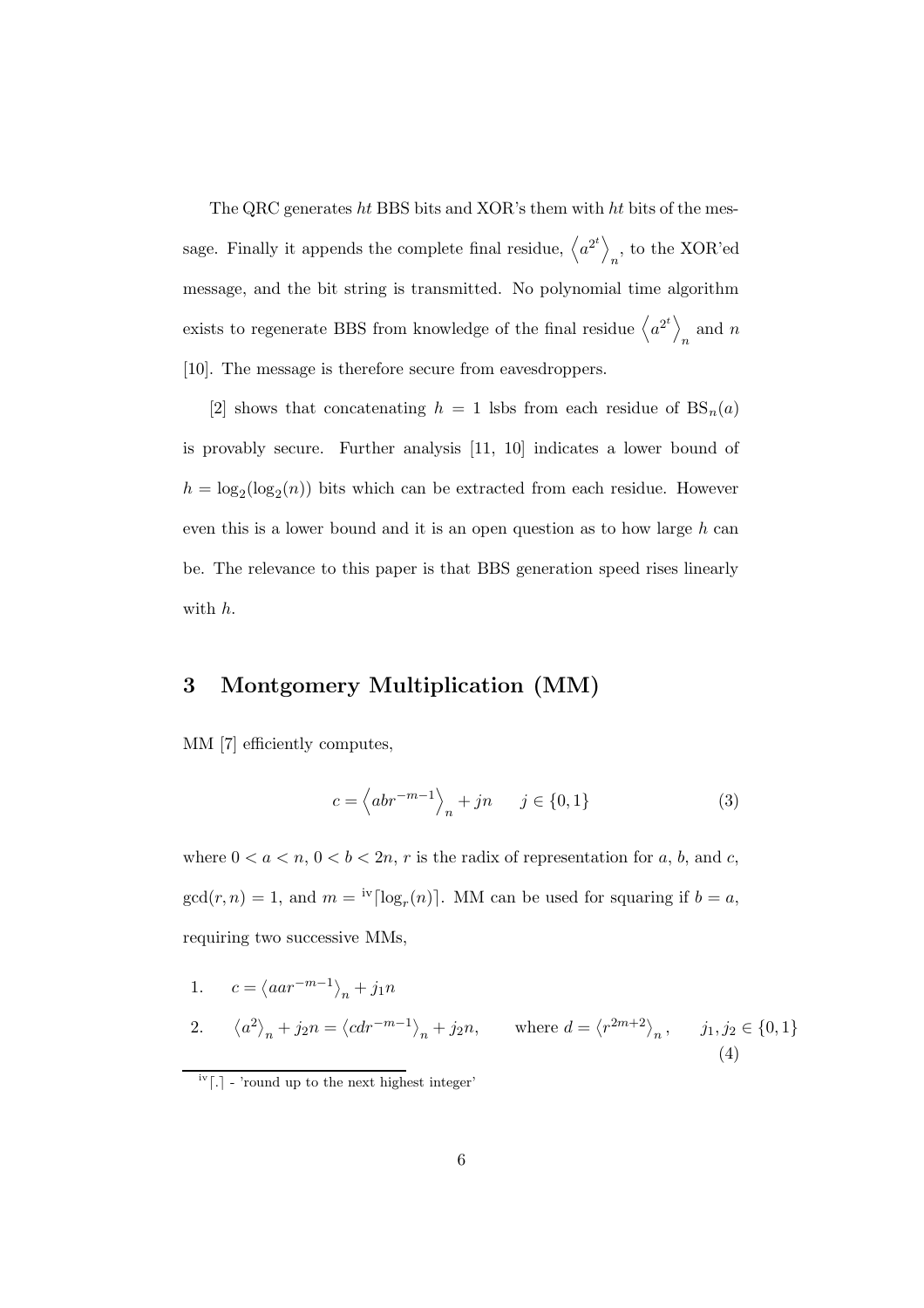The QRC generates $ht$ BBS bits and XOR's them with $ht$ bits of the message. Finally it appends the complete final residue, $\left\langle a^{2^t} \right\rangle_n$, to the XOR'ed message, and the bit string is transmitted. No polynomial time algorithm exists to regenerate BBS from knowledge of the final residue $\left\langle a^{2^t} \right\rangle_n$ and $n$ [10]. The message is therefore secure from eavesdroppers.

[2] shows that concatenating $h = 1$ lsbs from each residue of $\mathrm{BS}_n(a)$ is provably secure. Further analysis [11, 10] indicates a lower bound of $h = \log_2(\log_2(n))$ bits which can be extracted from each residue. However even this is a lower bound and it is an open question as to how large $h$ can be. The relevance to this paper is that BBS generation speed rises linearly with $h$.

## 3 Montgomery Multiplication (MM)

MM [7] efficiently computes,

$$c = \left\langle abr^{-m-1} \right\rangle_n + jn \qquad j \in \{0, 1\} \tag{3}$$

where $0 < a < n$, $0 < b < 2n$, $r$ is the radix of representation for $a$, $b$, and $c$, $\gcd(r, n) = 1$, and $m =$ [iv] $\lceil \log_r(n) \rceil$. MM can be used for squaring if $b = a$, requiring two successive MMs,

$$\begin{aligned} &1. \quad c = \left\langle aar^{-m-1} \right\rangle_n + j_1 n \\ &2. \quad \left\langle a^2 \right\rangle_n + j_2 n = \left\langle cdr^{-m-1} \right\rangle_n + j_2 n, \qquad \text{where } d = \left\langle r^{2m+2} \right\rangle_n, \qquad j_1, j_2 \in \{0, 1\} \end{aligned} \tag{4}$$

[iv] $\lceil . \rceil$ - 'round up to the next highest integer'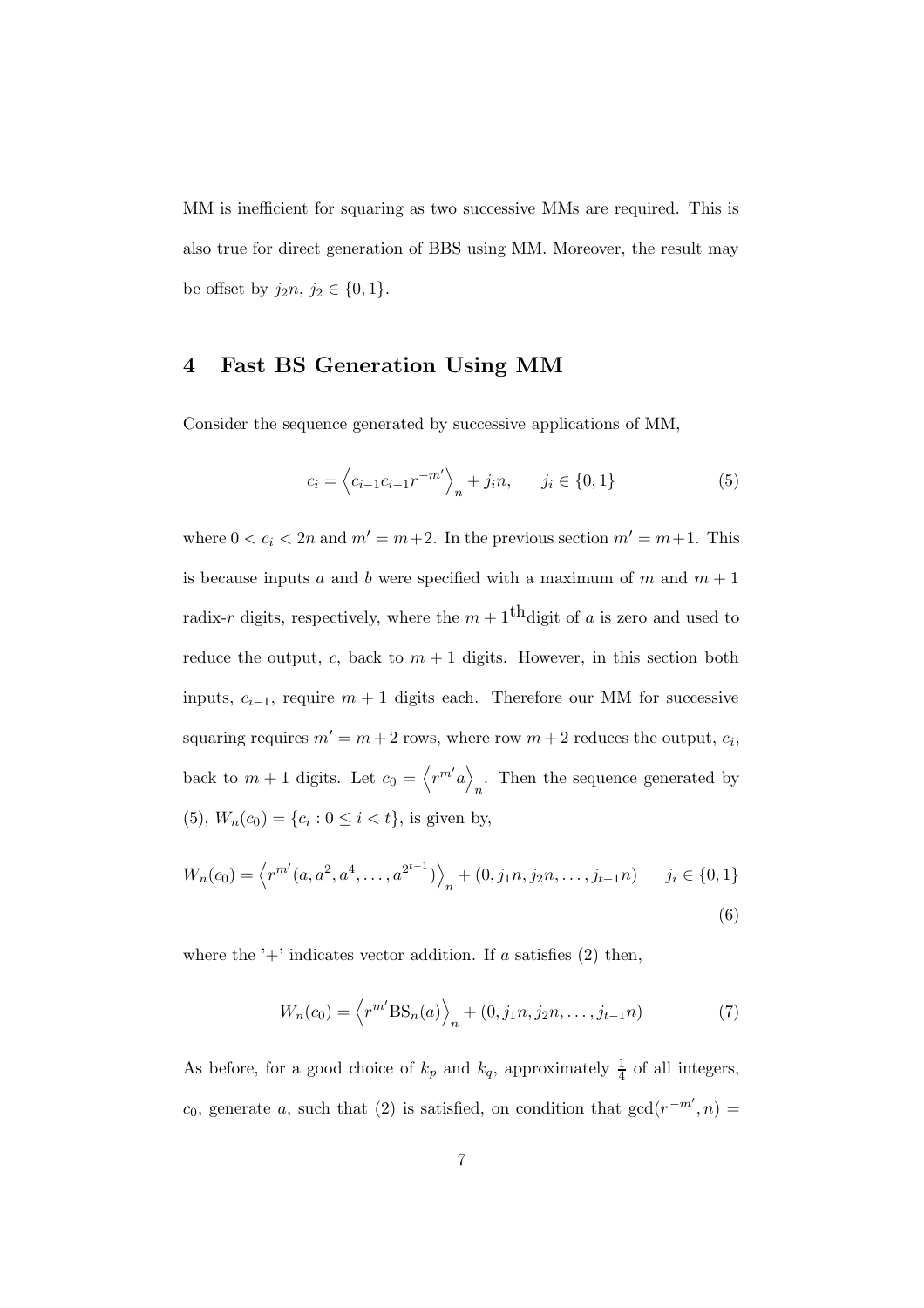MM is inefficient for squaring as two successive MMs are required. This is also true for direct generation of BBS using MM. Moreover, the result may be offset by $j_2 n$, $j_2 \in \{0, 1\}$.

## 4 Fast BS Generation Using MM

Consider the sequence generated by successive applications of MM,

$$c_i = \left\langle c_{i-1} c_{i-1} r^{-m'} \right\rangle_n + j_i n, \qquad j_i \in \{0, 1\} \tag{5}$$

where $0 < c_i < 2n$ and $m' = m+2$. In the previous section $m' = m+1$. This is because inputs $a$ and $b$ were specified with a maximum of $m$ and $m+1$ radix-$r$ digits, respectively, where the $m+1^{\text{th}}$digit of $a$ is zero and used to reduce the output, $c$, back to $m+1$ digits. However, in this section both inputs, $c_{i-1}$, require $m+1$ digits each. Therefore our MM for successive squaring requires $m' = m+2$ rows, where row $m+2$ reduces the output, $c_i$, back to $m+1$ digits. Let $c_0 = \left\langle r^{m'} a \right\rangle_n$. Then the sequence generated by (5), $W_n(c_0) = \{c_i : 0 \le i < t\}$, is given by,

$$W_n(c_0) = \left\langle r^{m'}(a, a^2, a^4, \ldots, a^{2^{t-1}}) \right\rangle_n + (0, j_1 n, j_2 n, \ldots, j_{t-1} n) \qquad j_i \in \{0, 1\} \tag{6}$$

where the '+' indicates vector addition. If $a$ satisfies (2) then,

$$W_n(c_0) = \left\langle r^{m'} \mathrm{BS}_n(a) \right\rangle_n + (0, j_1 n, j_2 n, \ldots, j_{t-1} n) \tag{7}$$

As before, for a good choice of $k_p$ and $k_q$, approximately $\frac{1}{4}$ of all integers, $c_0$, generate $a$, such that (2) is satisfied, on condition that $\gcd(r^{-m'}, n) =$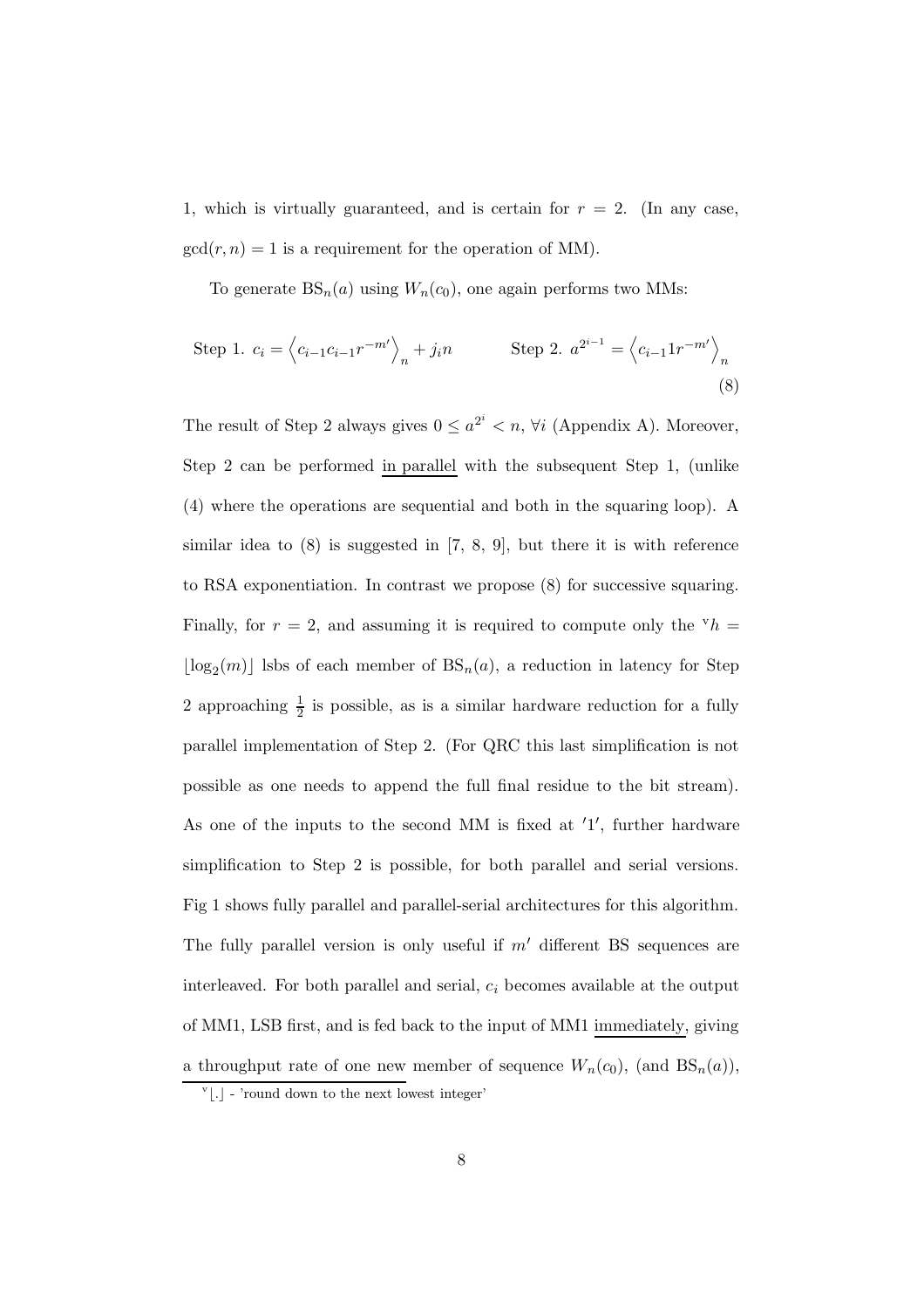1, which is virtually guaranteed, and is certain for $r = 2$. (In any case, $\gcd(r, n) = 1$ is a requirement for the operation of MM).

To generate $\mathrm{BS}_n(a)$ using $W_n(c_0)$, one again performs two MMs:

$$\text{Step 1. } c_i = \left\langle c_{i-1}c_{i-1}r^{-m'} \right\rangle_n + j_i n \qquad\qquad \text{Step 2. } a^{2^{i-1}} = \left\langle c_{i-1}1r^{-m'} \right\rangle_n \tag{8}$$

The result of Step 2 always gives $0 \leq a^{2^i} < n$, $\forall i$ (Appendix A). Moreover, Step 2 can be performed in parallel with the subsequent Step 1, (unlike (4) where the operations are sequential and both in the squaring loop). A similar idea to (8) is suggested in [7, 8, 9], but there it is with reference to RSA exponentiation. In contrast we propose (8) for successive squaring. Finally, for $r = 2$, and assuming it is required to compute only the [v] $h = \lfloor \log_2(m) \rfloor$ lsbs of each member of $\mathrm{BS}_n(a)$, a reduction in latency for Step 2 approaching $\frac{1}{2}$ is possible, as is a similar hardware reduction for a fully parallel implementation of Step 2. (For QRC this last simplification is not possible as one needs to append the full final residue to the bit stream). As one of the inputs to the second MM is fixed at '1', further hardware simplification to Step 2 is possible, for both parallel and serial versions. Fig 1 shows fully parallel and parallel-serial architectures for this algorithm. The fully parallel version is only useful if $m'$ different BS sequences are interleaved. For both parallel and serial, $c_i$ becomes available at the output of MM1, LSB first, and is fed back to the input of MM1 immediately, giving a throughput rate of one new member of sequence $W_n(c_0)$, (and $\mathrm{BS}_n(a)$),

[v] $\lfloor . \rfloor$ - 'round down to the next lowest integer'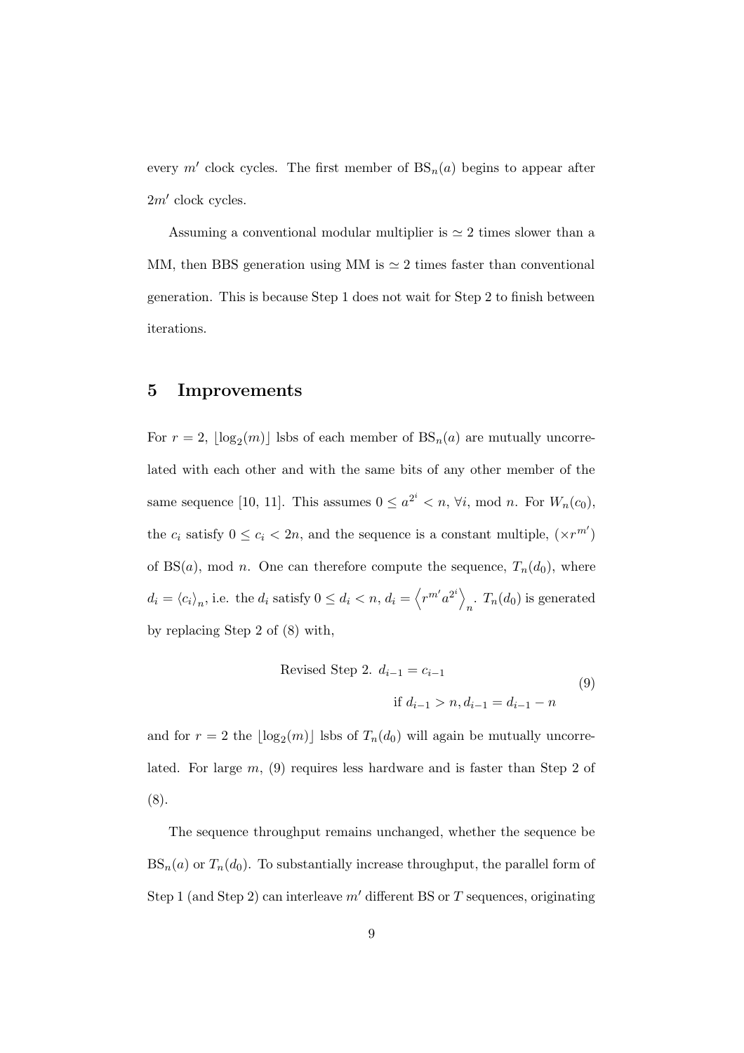every $m'$ clock cycles. The first member of $\mathrm{BS}_n(a)$ begins to appear after $2m'$ clock cycles.

Assuming a conventional modular multiplier is $\simeq 2$ times slower than a MM, then BBS generation using MM is $\simeq 2$ times faster than conventional generation. This is because Step 1 does not wait for Step 2 to finish between iterations.

## 5 Improvements

For $r = 2$, $\lfloor \log_2(m) \rfloor$ lsbs of each member of $\mathrm{BS}_n(a)$ are mutually uncorrelated with each other and with the same bits of any other member of the same sequence [10, 11]. This assumes $0 \leq a^{2^i} < n$, $\forall i$, mod $n$. For $W_n(c_0)$, the $c_i$ satisfy $0 \leq c_i < 2n$, and the sequence is a constant multiple, $(\times r^{m'})$ of $\mathrm{BS}(a)$, mod $n$. One can therefore compute the sequence, $T_n(d_0)$, where $d_i = \langle c_i \rangle_n$, i.e. the $d_i$ satisfy $0 \leq d_i < n$, $d_i = \left\langle r^{m'} a^{2^i} \right\rangle_n$. $T_n(d_0)$ is generated by replacing Step 2 of (8) with,

$$
\begin{aligned}
&\text{Revised Step 2. } d_{i-1} = c_{i-1} \\
&\qquad\qquad \text{if } d_{i-1} > n, d_{i-1} = d_{i-1} - n
\end{aligned}
\tag{9}
$$

and for $r = 2$ the $\lfloor \log_2(m) \rfloor$ lsbs of $T_n(d_0)$ will again be mutually uncorrelated. For large $m$, (9) requires less hardware and is faster than Step 2 of (8).

The sequence throughput remains unchanged, whether the sequence be $\mathrm{BS}_n(a)$ or $T_n(d_0)$. To substantially increase throughput, the parallel form of Step 1 (and Step 2) can interleave $m'$ different BS or $T$ sequences, originating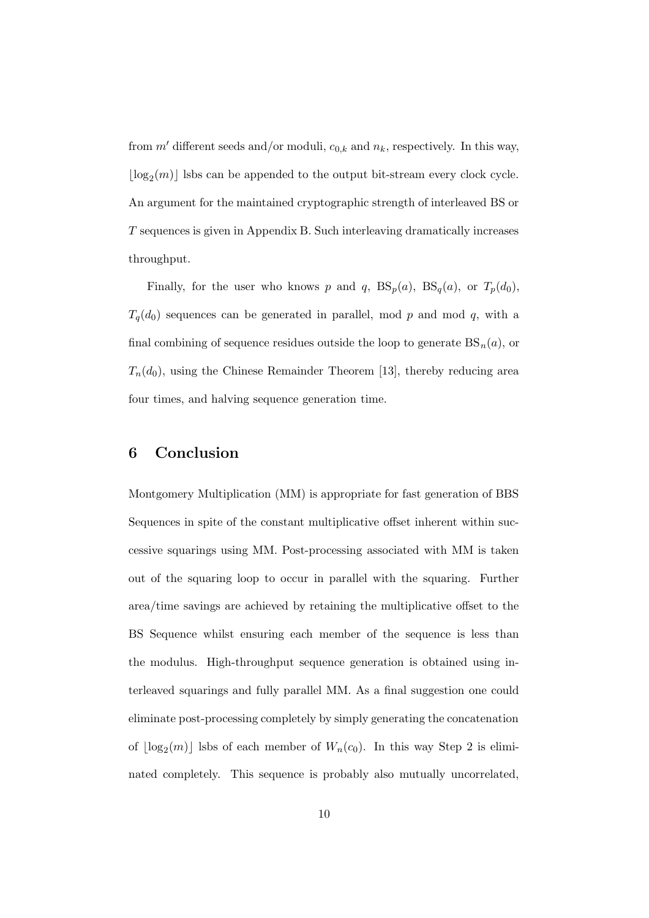from $m'$ different seeds and/or moduli, $c_{0,k}$ and $n_k$, respectively. In this way, $\lfloor \log_2(m) \rfloor$ lsbs can be appended to the output bit-stream every clock cycle. An argument for the maintained cryptographic strength of interleaved BS or $T$ sequences is given in Appendix B. Such interleaving dramatically increases throughput.

Finally, for the user who knows $p$ and $q$, $\mathrm{BS}_p(a)$, $\mathrm{BS}_q(a)$, or $T_p(d_0)$, $T_q(d_0)$ sequences can be generated in parallel, mod $p$ and mod $q$, with a final combining of sequence residues outside the loop to generate $\mathrm{BS}_n(a)$, or $T_n(d_0)$, using the Chinese Remainder Theorem [13], thereby reducing area four times, and halving sequence generation time.

## 6 Conclusion

Montgomery Multiplication (MM) is appropriate for fast generation of BBS Sequences in spite of the constant multiplicative offset inherent within successive squarings using MM. Post-processing associated with MM is taken out of the squaring loop to occur in parallel with the squaring. Further area/time savings are achieved by retaining the multiplicative offset to the BS Sequence whilst ensuring each member of the sequence is less than the modulus. High-throughput sequence generation is obtained using interleaved squarings and fully parallel MM. As a final suggestion one could eliminate post-processing completely by simply generating the concatenation of $\lfloor \log_2(m) \rfloor$ lsbs of each member of $W_n(c_0)$. In this way Step 2 is eliminated completely. This sequence is probably also mutually uncorrelated,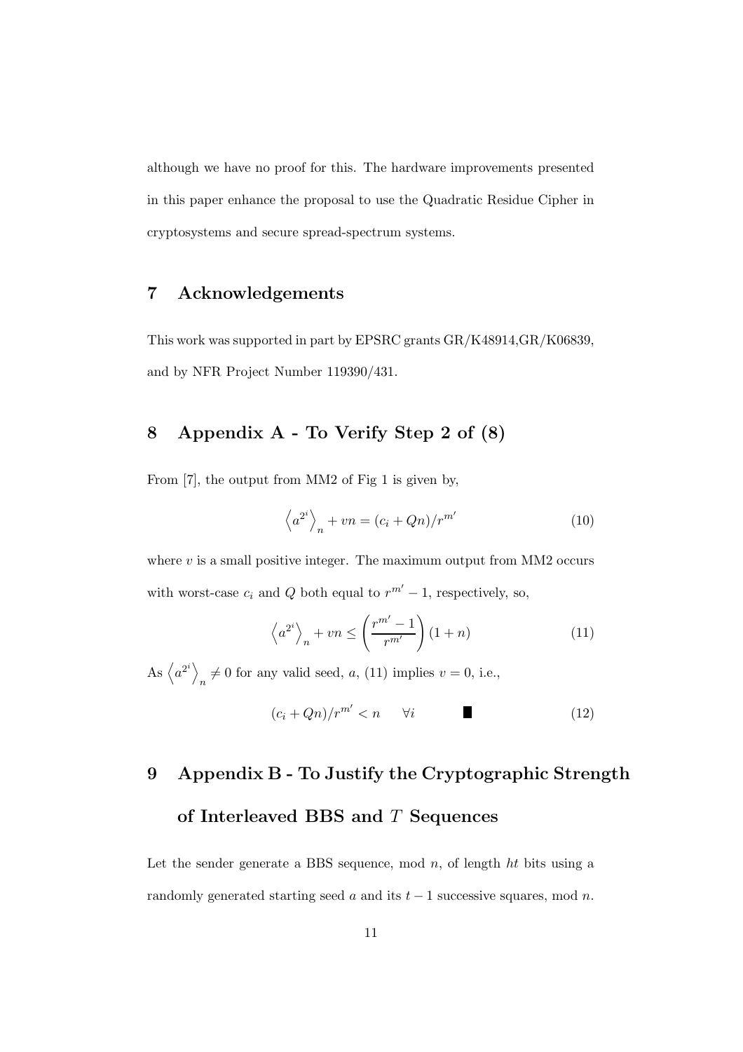although we have no proof for this. The hardware improvements presented in this paper enhance the proposal to use the Quadratic Residue Cipher in cryptosystems and secure spread-spectrum systems.

## 7 Acknowledgements

This work was supported in part by EPSRC grants GR/K48914,GR/K06839, and by NFR Project Number 119390/431.

## 8 Appendix A - To Verify Step 2 of (8)

From [7], the output from MM2 of Fig 1 is given by,

$$\left\langle a^{2^i} \right\rangle_n + vn = (c_i + Qn)/r^{m'} \tag{10}$$

where $v$ is a small positive integer. The maximum output from MM2 occurs with worst-case $c_i$ and $Q$ both equal to $r^{m'} - 1$, respectively, so,

$$\left\langle a^{2^i} \right\rangle_n + vn \leq \left( \frac{r^{m'} - 1}{r^{m'}} \right) (1 + n) \tag{11}$$

As $\left\langle a^{2^i} \right\rangle_n \neq 0$ for any valid seed, $a$, (11) implies $v = 0$, i.e.,

$$(c_i + Qn)/r^{m'} < n \qquad \forall i \qquad \blacksquare \tag{12}$$

## 9 Appendix B - To Justify the Cryptographic Strength of Interleaved BBS and $T$ Sequences

Let the sender generate a BBS sequence, mod $n$, of length $ht$ bits using a randomly generated starting seed $a$ and its $t - 1$ successive squares, mod $n$.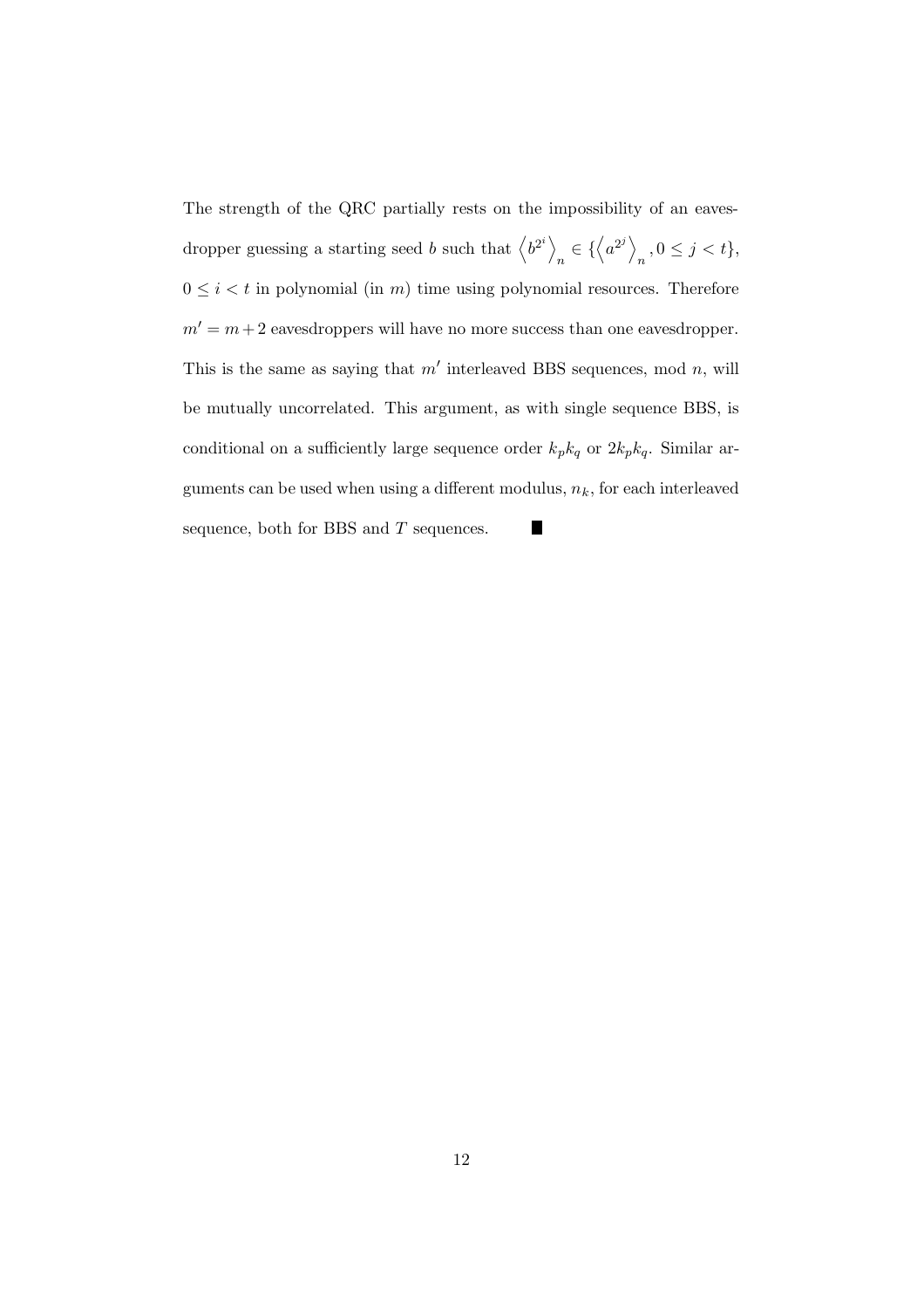The strength of the QRC partially rests on the impossibility of an eavesdropper guessing a starting seed $b$ such that $\left\langle b^{2^i} \right\rangle_n \in \{\left\langle a^{2^j} \right\rangle_n, 0 \leq j < t\}$, $0 \leq i < t$ in polynomial (in $m$) time using polynomial resources. Therefore $m' = m + 2$ eavesdroppers will have no more success than one eavesdropper. This is the same as saying that $m'$ interleaved BBS sequences, mod $n$, will be mutually uncorrelated. This argument, as with single sequence BBS, is conditional on a sufficiently large sequence order $k_p k_q$ or $2k_p k_q$. Similar arguments can be used when using a different modulus, $n_k$, for each interleaved sequence, both for BBS and $T$ sequences. $\blacksquare$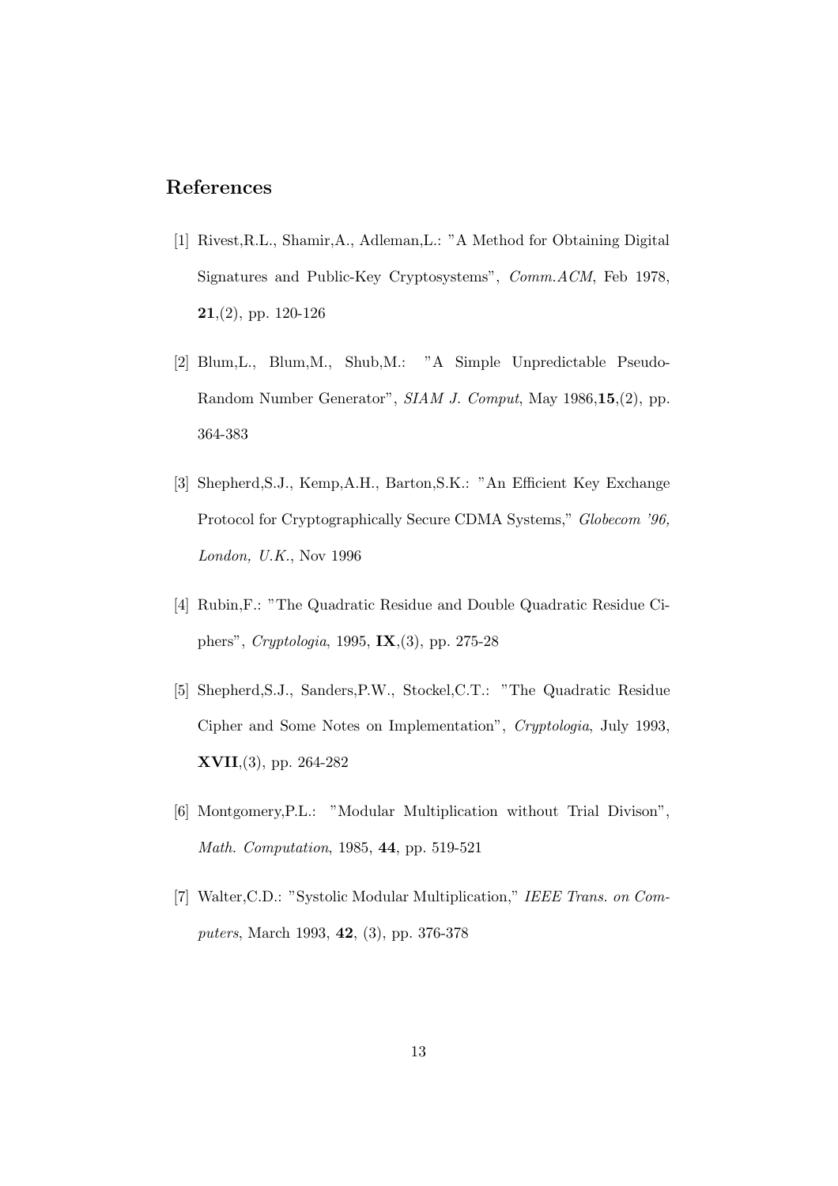## References

[1] Rivest,R.L., Shamir,A., Adleman,L.: "A Method for Obtaining Digital Signatures and Public-Key Cryptosystems", *Comm.ACM*, Feb 1978, **21**,(2), pp. 120-126

[2] Blum,L., Blum,M., Shub,M.: "A Simple Unpredictable Pseudo-Random Number Generator", *SIAM J. Comput*, May 1986,**15**,(2), pp. 364-383

[3] Shepherd,S.J., Kemp,A.H., Barton,S.K.: "An Efficient Key Exchange Protocol for Cryptographically Secure CDMA Systems," *Globecom '96, London, U.K.*, Nov 1996

[4] Rubin,F.: "The Quadratic Residue and Double Quadratic Residue Ciphers", *Cryptologia*, 1995, **IX**,(3), pp. 275-28

[5] Shepherd,S.J., Sanders,P.W., Stockel,C.T.: "The Quadratic Residue Cipher and Some Notes on Implementation", *Cryptologia*, July 1993, **XVII**,(3), pp. 264-282

[6] Montgomery,P.L.: "Modular Multiplication without Trial Divison", *Math. Computation*, 1985, **44**, pp. 519-521

[7] Walter,C.D.: "Systolic Modular Multiplication," *IEEE Trans. on Computers*, March 1993, **42**, (3), pp. 376-378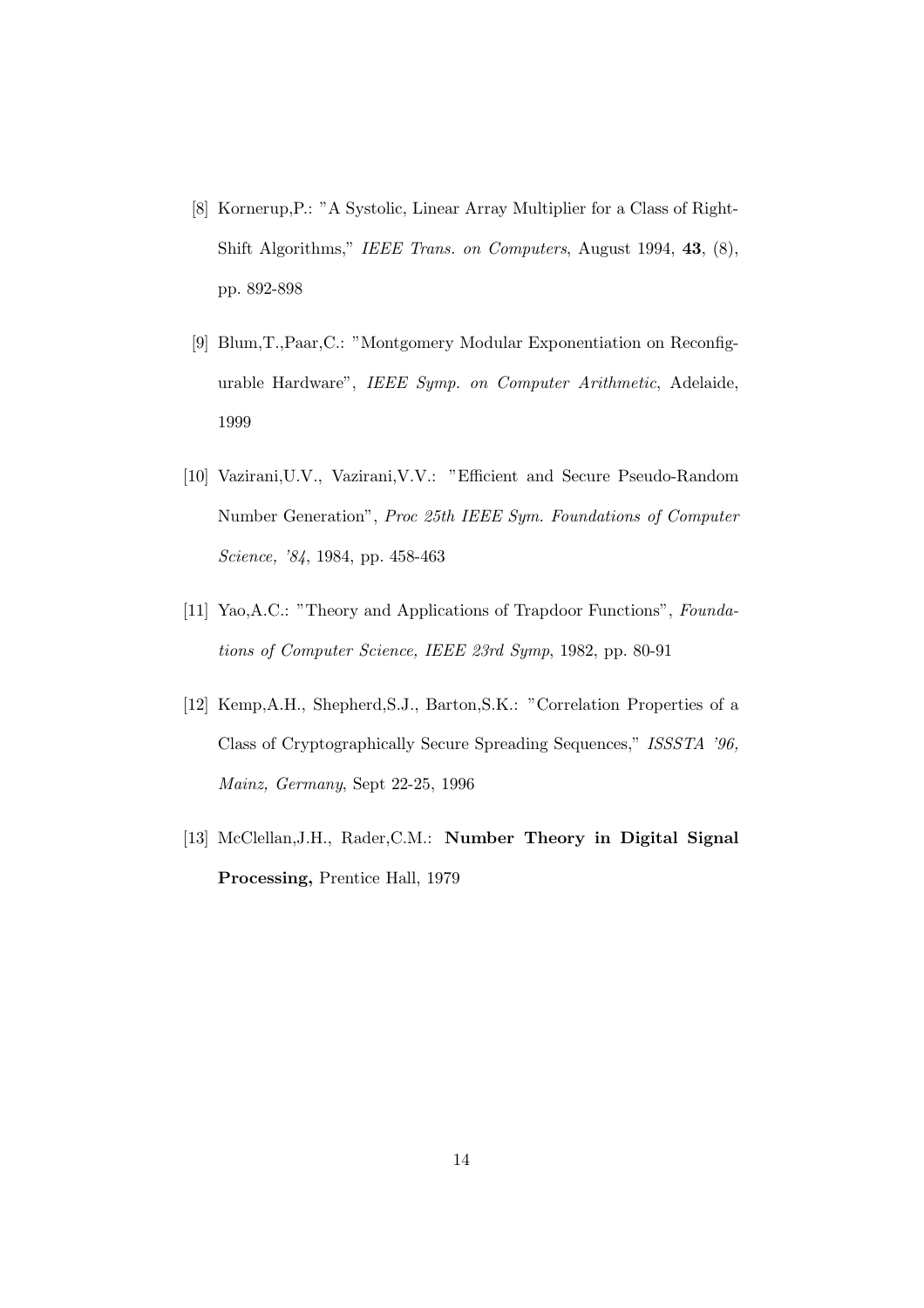[8] Kornerup,P.: "A Systolic, Linear Array Multiplier for a Class of Right-Shift Algorithms," *IEEE Trans. on Computers*, August 1994, **43**, (8), pp. 892-898

[9] Blum,T.,Paar,C.: "Montgomery Modular Exponentiation on Reconfigurable Hardware", *IEEE Symp. on Computer Arithmetic*, Adelaide, 1999

[10] Vazirani,U.V., Vazirani,V.V.: "Efficient and Secure Pseudo-Random Number Generation", *Proc 25th IEEE Sym. Foundations of Computer Science, '84*, 1984, pp. 458-463

[11] Yao,A.C.: "Theory and Applications of Trapdoor Functions", *Foundations of Computer Science, IEEE 23rd Symp*, 1982, pp. 80-91

[12] Kemp,A.H., Shepherd,S.J., Barton,S.K.: "Correlation Properties of a Class of Cryptographically Secure Spreading Sequences," *ISSSTA '96, Mainz, Germany*, Sept 22-25, 1996

[13] McClellan,J.H., Rader,C.M.: **Number Theory in Digital Signal Processing,** Prentice Hall, 1979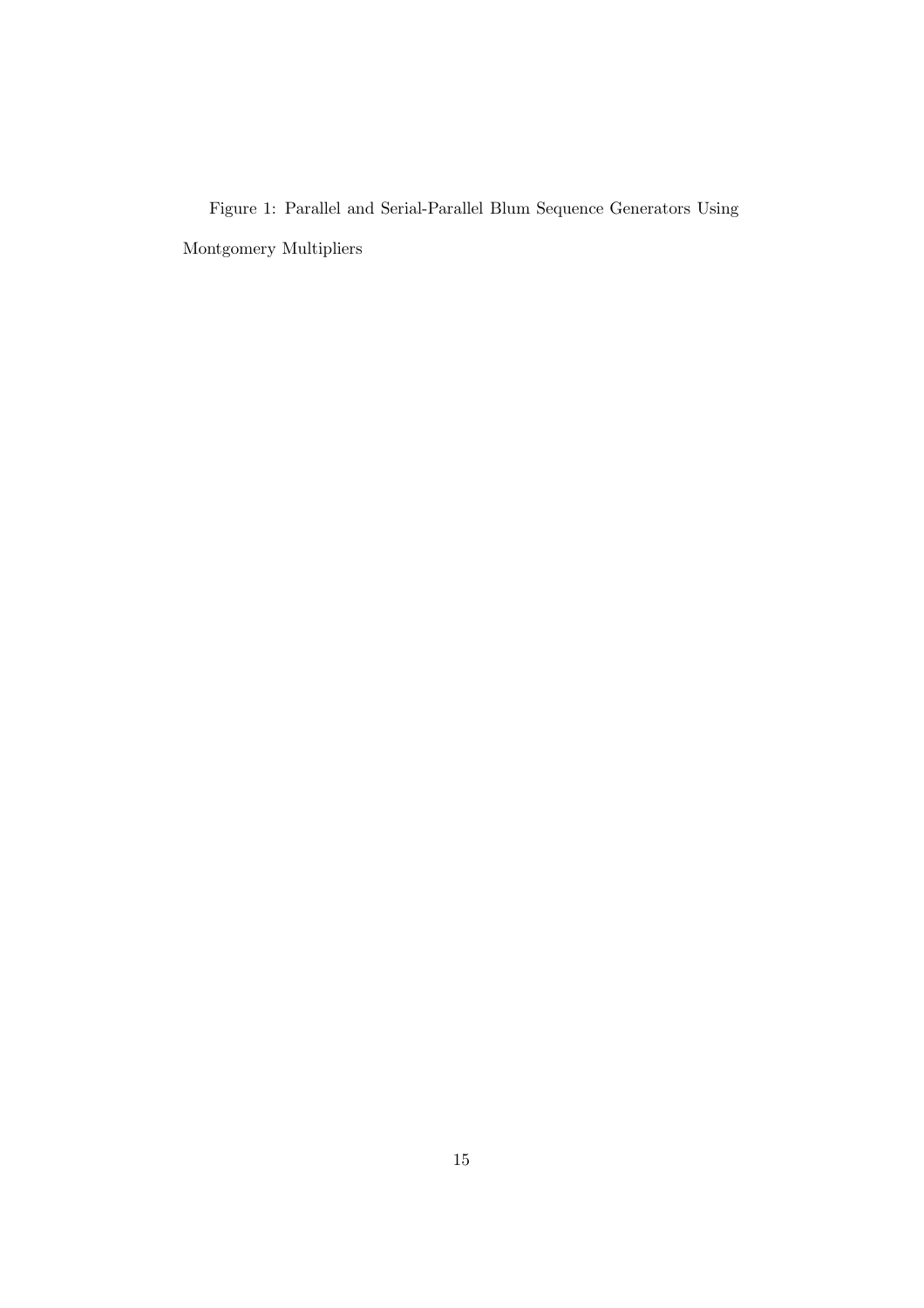Figure 1: Parallel and Serial-Parallel Blum Sequence Generators Using Montgomery Multipliers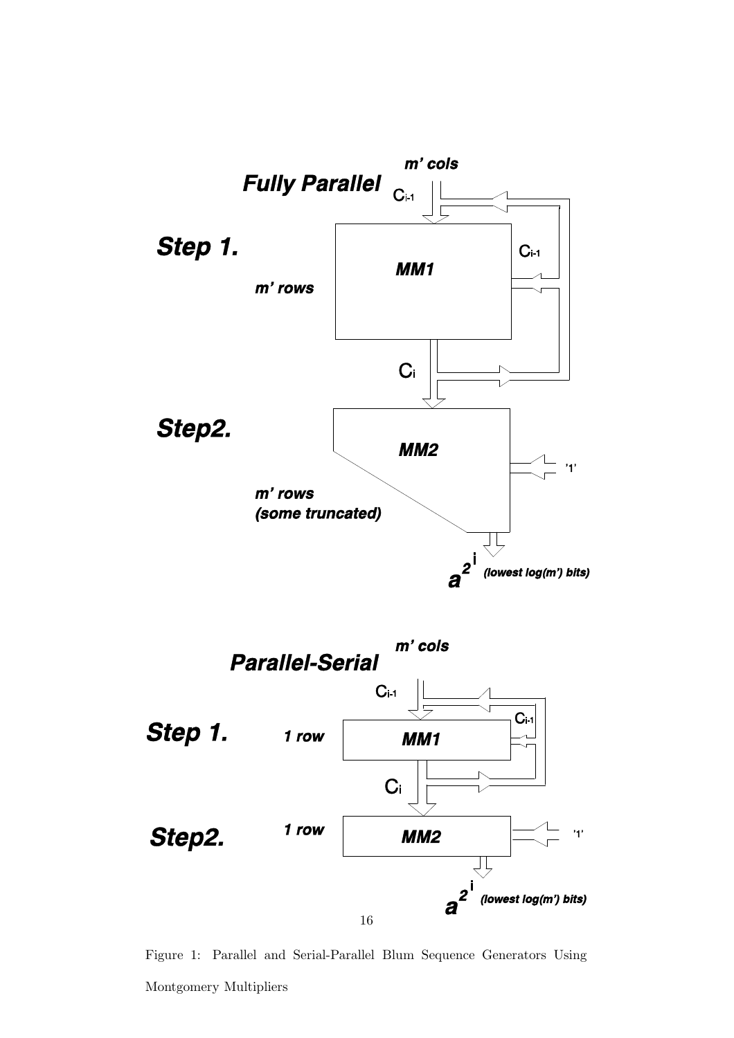Fully Parallel

m' cols

$C_{i-1}$

Step 1.

MM1

m' rows

$C_{i-1}$

$C_i$

Step2.

MM2

'1'

m' rows
(some truncated)

$a^{2^i}$ (lowest log(m') bits)

Parallel-Serial

m' cols

$C_{i-1}$

$C_{i-1}$

Step 1.

1 row

MM1

$C_i$

Step2.

1 row

MM2

'1'

$a^{2^i}$ (lowest log(m') bits)

Figure 1: Parallel and Serial-Parallel Blum Sequence Generators Using Montgomery Multipliers